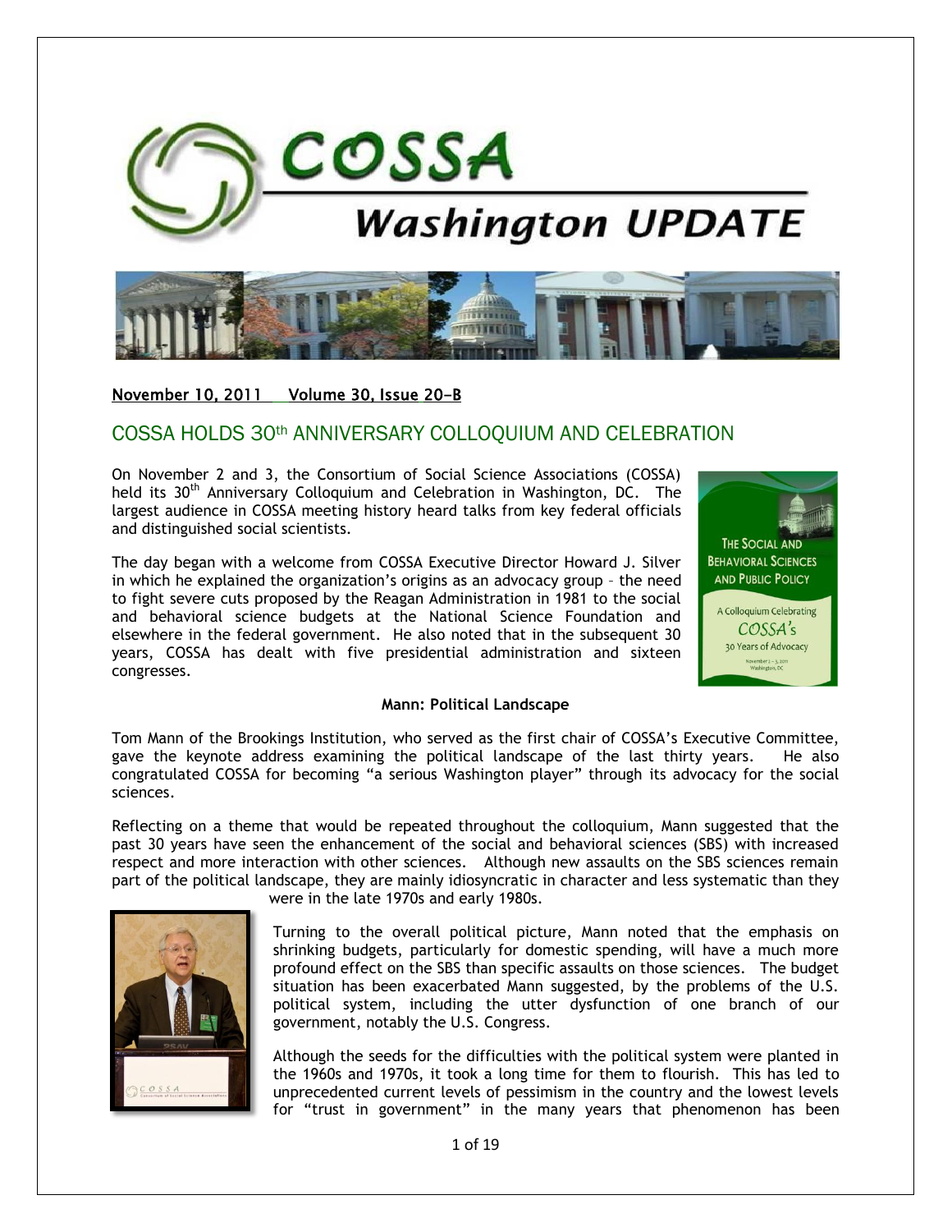# COSSA Washington UPDATE

November 10, 2011 Volume 30, Issue 20-B

## COSSA HOLDS 30th ANNIVERSARY COLLOQUIUM AND CELEBRATION

On November 2 and 3, the Consortium of Social Science Associations (COSSA) held its 30th Anniversary Colloquium and Celebration in Washington, DC. The largest audience in COSSA meeting history heard talks from key federal officials and distinguished social scientists.

The day began with a welcome from COSSA Executive Director Howard J. Silver in which he explained the organization's origins as an advocacy group – the need to fight severe cuts proposed by the Reagan Administration in 1981 to the social and behavioral science budgets at the National Science Foundation and elsewhere in the federal government. He also noted that in the subsequent 30 years, COSSA has dealt with five presidential administration and sixteen congresses.

### Mann: Political Landscape

Tom Mann of the Brookings Institution, who served as the first chair of COSSA's Executive Committee, gave the keynote address examining the political landscape of the last thirty years. He also congratulated COSSA for becoming "a serious Washington player" through its advocacy for the social sciences.

Reflecting on a theme that would be repeated throughout the colloquium, Mann suggested that the past 30 years have seen the enhancement of the social and behavioral sciences (SBS) with increased respect and more interaction with other sciences. Although new assaults on the SBS sciences remain part of the political landscape, they are mainly idiosyncratic in character and less systematic than they were in the late 1970s and early 1980s.

Turning to the overall political picture, Mann noted that the emphasis on shrinking budgets, particularly for domestic spending, will have a much more profound effect on the SBS than specific assaults on those sciences. The budget situation has been exacerbated Mann suggested, by the problems of the U.S. political system, including the utter dysfunction of one branch of our government, notably the U.S. Congress.

Although the seeds for the difficulties with the political system were planted in the 1960s and 1970s, it took a long time for them to flourish. This has led to unprecedented current levels of pessimism in the country and the lowest levels for "trust in government" in the many years that phenomenon has been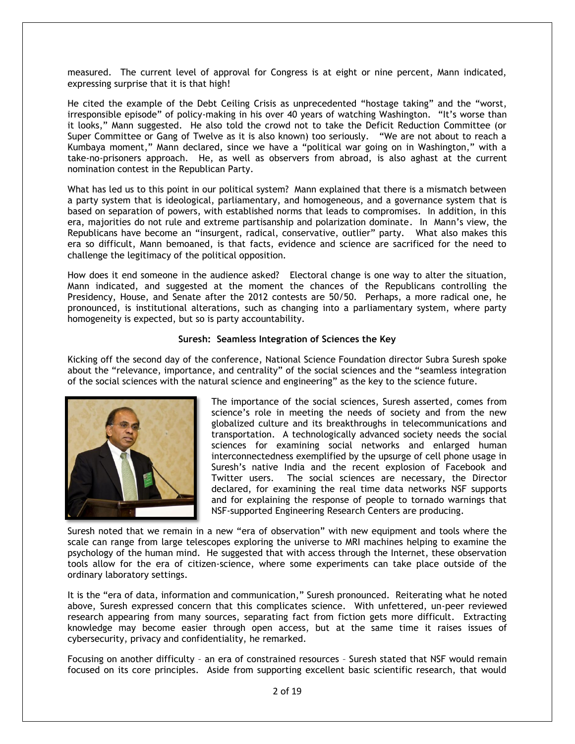measured. The current level of approval for Congress is at eight or nine percent, Mann indicated, expressing surprise that it is that high!

He cited the example of the Debt Ceiling Crisis as unprecedented "hostage taking" and the "worst, irresponsible episode" of policy-making in his over 40 years of watching Washington. "It's worse than it looks," Mann suggested. He also told the crowd not to take the Deficit Reduction Committee (or Super Committee or Gang of Twelve as it is also known) too seriously. "We are not about to reach a Kumbaya moment," Mann declared, since we have a "political war going on in Washington," with a take-no-prisoners approach. He, as well as observers from abroad, is also aghast at the current nomination contest in the Republican Party.

What has led us to this point in our political system? Mann explained that there is a mismatch between a party system that is ideological, parliamentary, and homogeneous, and a governance system that is based on separation of powers, with established norms that leads to compromises. In addition, in this era, majorities do not rule and extreme partisanship and polarization dominate. In Mann's view, the Republicans have become an "insurgent, radical, conservative, outlier" party. What also makes this era so difficult, Mann bemoaned, is that facts, evidence and science are sacrificed for the need to challenge the legitimacy of the political opposition.

How does it end someone in the audience asked? Electoral change is one way to alter the situation, Mann indicated, and suggested at the moment the chances of the Republicans controlling the Presidency, House, and Senate after the 2012 contests are 50/50. Perhaps, a more radical one, he pronounced, is institutional alterations, such as changing into a parliamentary system, where party homogeneity is expected, but so is party accountability.

### Suresh: Seamless Integration of Sciences the Key

Kicking off the second day of the conference, National Science Foundation director Subra Suresh spoke about the "relevance, importance, and centrality" of the social sciences and the "seamless integration of the social sciences with the natural science and engineering" as the key to the science future.

The importance of the social sciences, Suresh asserted, comes from science's role in meeting the needs of society and from the new globalized culture and its breakthroughs in telecommunications and transportation. A technologically advanced society needs the social sciences for examining social networks and enlarged human interconnectedness exemplified by the upsurge of cell phone usage in Suresh's native India and the recent explosion of Facebook and Twitter users. The social sciences are necessary, the Director declared, for examining the real time data networks NSF supports and for explaining the response of people to tornado warnings that NSF-supported Engineering Research Centers are producing.

Suresh noted that we remain in a new "era of observation" with new equipment and tools where the scale can range from large telescopes exploring the universe to MRI machines helping to examine the psychology of the human mind. He suggested that with access through the Internet, these observation tools allow for the era of citizen-science, where some experiments can take place outside of the ordinary laboratory settings.

It is the "era of data, information and communication," Suresh pronounced. Reiterating what he noted above, Suresh expressed concern that this complicates science. With unfettered, un-peer reviewed research appearing from many sources, separating fact from fiction gets more difficult. Extracting knowledge may become easier through open access, but at the same time it raises issues of cybersecurity, privacy and confidentiality, he remarked.

Focusing on another difficulty – an era of constrained resources – Suresh stated that NSF would remain focused on its core principles. Aside from supporting excellent basic scientific research, that would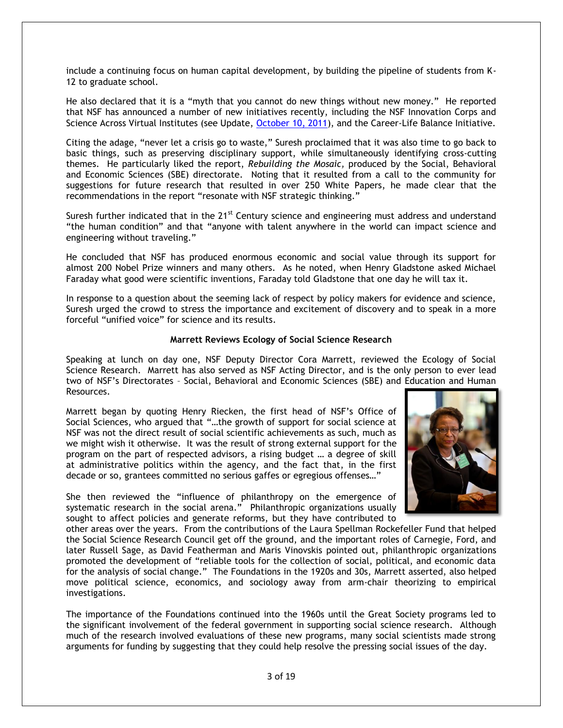include a continuing focus on human capital development, by building the pipeline of students from K-12 to graduate school.

He also declared that it is a "myth that you cannot do new things without new money." He reported that NSF has announced a number of new initiatives recently, including the NSF Innovation Corps and Science Across Virtual Institutes (see Update, October 10, 2011), and the Career-Life Balance Initiative.

Citing the adage, "never let a crisis go to waste," Suresh proclaimed that it was also time to go back to basic things, such as preserving disciplinary support, while simultaneously identifying cross-cutting themes. He particularly liked the report, *Rebuilding the Mosaic,* produced by the Social, Behavioral and Economic Sciences (SBE) directorate. Noting that it resulted from a call to the community for suggestions for future research that resulted in over 250 White Papers, he made clear that the recommendations in the report "resonate with NSF strategic thinking."

Suresh further indicated that in the 21st Century science and engineering must address and understand "the human condition" and that "anyone with talent anywhere in the world can impact science and engineering without traveling."

He concluded that NSF has produced enormous economic and social value through its support for almost 200 Nobel Prize winners and many others. As he noted, when Henry Gladstone asked Michael Faraday what good were scientific inventions, Faraday told Gladstone that one day he will tax it.

In response to a question about the seeming lack of respect by policy makers for evidence and science, Suresh urged the crowd to stress the importance and excitement of discovery and to speak in a more forceful "unified voice" for science and its results.

**Marrett Reviews Ecology of Social Science Research**

Speaking at lunch on day one, NSF Deputy Director Cora Marrett, reviewed the Ecology of Social Science Research. Marrett has also served as NSF Acting Director, and is the only person to ever lead two of NSF's Directorates – Social, Behavioral and Economic Sciences (SBE) and Education and Human Resources.

Marrett began by quoting Henry Riecken, the first head of NSF's Office of Social Sciences, who argued that "…the growth of support for social science at NSF was not the direct result of social scientific achievements as such, much as we might wish it otherwise. It was the result of strong external support for the program on the part of respected advisors, a rising budget … a degree of skill at administrative politics within the agency, and the fact that, in the first decade or so, grantees committed no serious gaffes or egregious offenses…"

She then reviewed the "influence of philanthropy on the emergence of systematic research in the social arena." Philanthropic organizations usually sought to affect policies and generate reforms, but they have contributed to other areas over the years. From the contributions of the Laura Spellman Rockefeller Fund that helped the Social Science Research Council get off the ground, and the important roles of Carnegie, Ford, and later Russell Sage, as David Featherman and Maris Vinovskis pointed out, philanthropic organizations promoted the development of "reliable tools for the collection of social, political, and economic data for the analysis of social change." The Foundations in the 1920s and 30s, Marrett asserted, also helped move political science, economics, and sociology away from arm-chair theorizing to empirical investigations.

The importance of the Foundations continued into the 1960s until the Great Society programs led to the significant involvement of the federal government in supporting social science research. Although much of the research involved evaluations of these new programs, many social scientists made strong arguments for funding by suggesting that they could help resolve the pressing social issues of the day.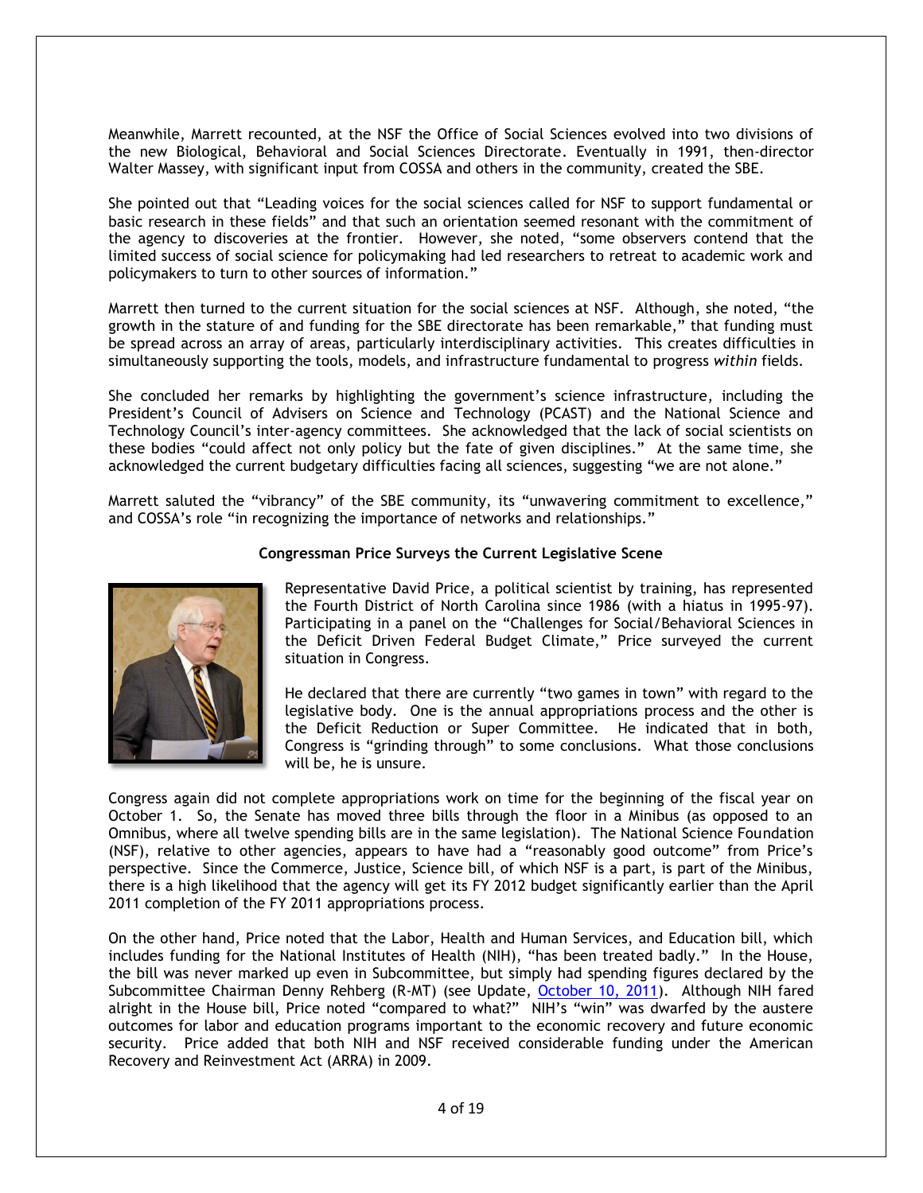Meanwhile, Marrett recounted, at the NSF the Office of Social Sciences evolved into two divisions of the new Biological, Behavioral and Social Sciences Directorate. Eventually in 1991, then-director Walter Massey, with significant input from COSSA and others in the community, created the SBE.

She pointed out that "Leading voices for the social sciences called for NSF to support fundamental or basic research in these fields" and that such an orientation seemed resonant with the commitment of the agency to discoveries at the frontier. However, she noted, "some observers contend that the limited success of social science for policymaking had led researchers to retreat to academic work and policymakers to turn to other sources of information."

Marrett then turned to the current situation for the social sciences at NSF. Although, she noted, "the growth in the stature of and funding for the SBE directorate has been remarkable," that funding must be spread across an array of areas, particularly interdisciplinary activities. This creates difficulties in simultaneously supporting the tools, models, and infrastructure fundamental to progress *within* fields.

She concluded her remarks by highlighting the government's science infrastructure, including the President's Council of Advisers on Science and Technology (PCAST) and the National Science and Technology Council's inter-agency committees. She acknowledged that the lack of social scientists on these bodies "could affect not only policy but the fate of given disciplines." At the same time, she acknowledged the current budgetary difficulties facing all sciences, suggesting "we are not alone."

Marrett saluted the "vibrancy" of the SBE community, its "unwavering commitment to excellence," and COSSA's role "in recognizing the importance of networks and relationships."

**Congressman Price Surveys the Current Legislative Scene**

Representative David Price, a political scientist by training, has represented the Fourth District of North Carolina since 1986 (with a hiatus in 1995-97). Participating in a panel on the "Challenges for Social/Behavioral Sciences in the Deficit Driven Federal Budget Climate," Price surveyed the current situation in Congress.

He declared that there are currently "two games in town" with regard to the legislative body. One is the annual appropriations process and the other is the Deficit Reduction or Super Committee. He indicated that in both, Congress is "grinding through" to some conclusions. What those conclusions will be, he is unsure.

Congress again did not complete appropriations work on time for the beginning of the fiscal year on October 1. So, the Senate has moved three bills through the floor in a Minibus (as opposed to an Omnibus, where all twelve spending bills are in the same legislation). The National Science Foundation (NSF), relative to other agencies, appears to have had a "reasonably good outcome" from Price's perspective. Since the Commerce, Justice, Science bill, of which NSF is a part, is part of the Minibus, there is a high likelihood that the agency will get its FY 2012 budget significantly earlier than the April 2011 completion of the FY 2011 appropriations process.

On the other hand, Price noted that the Labor, Health and Human Services, and Education bill, which includes funding for the National Institutes of Health (NIH), "has been treated badly." In the House, the bill was never marked up even in Subcommittee, but simply had spending figures declared by the Subcommittee Chairman Denny Rehberg (R-MT) (see Update, October 10, 2011). Although NIH fared alright in the House bill, Price noted "compared to what?" NIH's "win" was dwarfed by the austere outcomes for labor and education programs important to the economic recovery and future economic security. Price added that both NIH and NSF received considerable funding under the American Recovery and Reinvestment Act (ARRA) in 2009.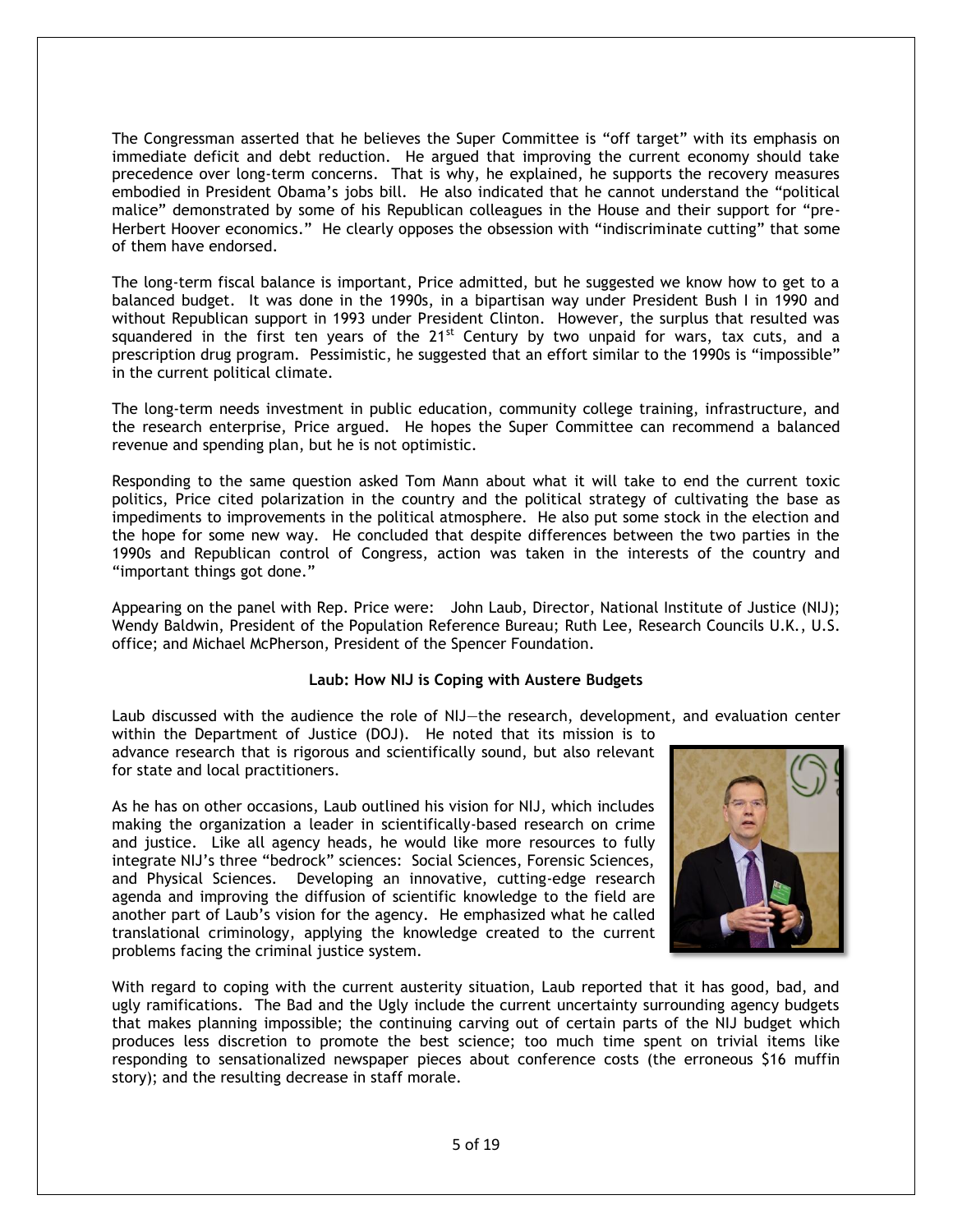The Congressman asserted that he believes the Super Committee is "off target" with its emphasis on immediate deficit and debt reduction. He argued that improving the current economy should take precedence over long-term concerns. That is why, he explained, he supports the recovery measures embodied in President Obama's jobs bill. He also indicated that he cannot understand the "political malice" demonstrated by some of his Republican colleagues in the House and their support for "pre-Herbert Hoover economics." He clearly opposes the obsession with "indiscriminate cutting" that some of them have endorsed.

The long-term fiscal balance is important, Price admitted, but he suggested we know how to get to a balanced budget. It was done in the 1990s, in a bipartisan way under President Bush I in 1990 and without Republican support in 1993 under President Clinton. However, the surplus that resulted was squandered in the first ten years of the 21st Century by two unpaid for wars, tax cuts, and a prescription drug program. Pessimistic, he suggested that an effort similar to the 1990s is "impossible" in the current political climate.

The long-term needs investment in public education, community college training, infrastructure, and the research enterprise, Price argued. He hopes the Super Committee can recommend a balanced revenue and spending plan, but he is not optimistic.

Responding to the same question asked Tom Mann about what it will take to end the current toxic politics, Price cited polarization in the country and the political strategy of cultivating the base as impediments to improvements in the political atmosphere. He also put some stock in the election and the hope for some new way. He concluded that despite differences between the two parties in the 1990s and Republican control of Congress, action was taken in the interests of the country and "important things got done."

Appearing on the panel with Rep. Price were: John Laub, Director, National Institute of Justice (NIJ); Wendy Baldwin, President of the Population Reference Bureau; Ruth Lee, Research Councils U.K., U.S. office; and Michael McPherson, President of the Spencer Foundation.

### Laub: How NIJ is Coping with Austere Budgets

Laub discussed with the audience the role of NIJ—the research, development, and evaluation center within the Department of Justice (DOJ). He noted that its mission is to advance research that is rigorous and scientifically sound, but also relevant for state and local practitioners.

As he has on other occasions, Laub outlined his vision for NIJ, which includes making the organization a leader in scientifically-based research on crime and justice. Like all agency heads, he would like more resources to fully integrate NIJ's three "bedrock" sciences: Social Sciences, Forensic Sciences, and Physical Sciences. Developing an innovative, cutting-edge research agenda and improving the diffusion of scientific knowledge to the field are another part of Laub's vision for the agency. He emphasized what he called translational criminology, applying the knowledge created to the current problems facing the criminal justice system.

With regard to coping with the current austerity situation, Laub reported that it has good, bad, and ugly ramifications. The Bad and the Ugly include the current uncertainty surrounding agency budgets that makes planning impossible; the continuing carving out of certain parts of the NIJ budget which produces less discretion to promote the best science; too much time spent on trivial items like responding to sensationalized newspaper pieces about conference costs (the erroneous $16 muffin story); and the resulting decrease in staff morale.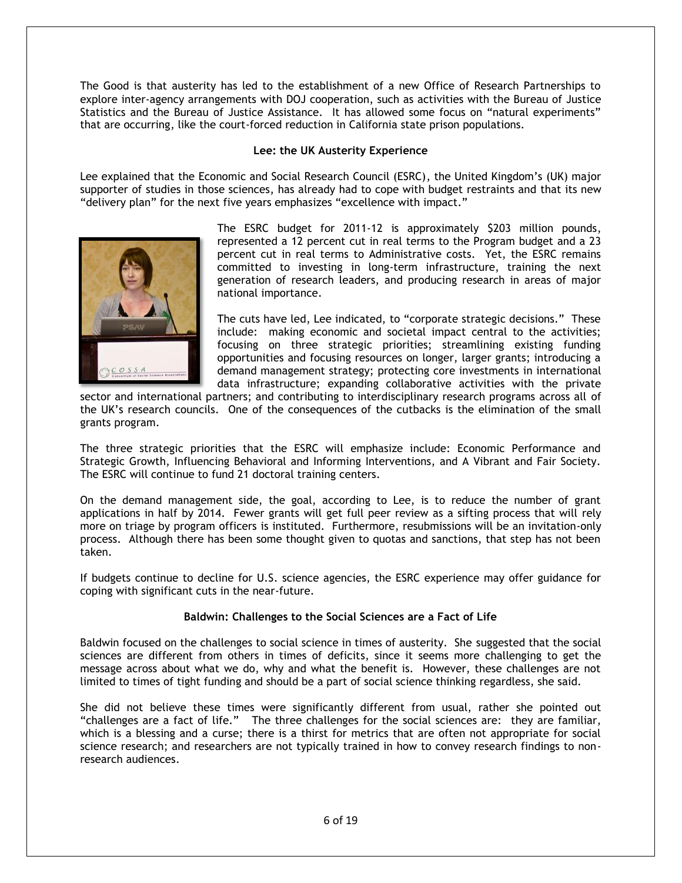The Good is that austerity has led to the establishment of a new Office of Research Partnerships to explore inter-agency arrangements with DOJ cooperation, such as activities with the Bureau of Justice Statistics and the Bureau of Justice Assistance. It has allowed some focus on "natural experiments" that are occurring, like the court-forced reduction in California state prison populations.

### Lee: the UK Austerity Experience

Lee explained that the Economic and Social Research Council (ESRC), the United Kingdom's (UK) major supporter of studies in those sciences, has already had to cope with budget restraints and that its new "delivery plan" for the next five years emphasizes "excellence with impact."

The ESRC budget for 2011-12 is approximately $203 million pounds, represented a 12 percent cut in real terms to the Program budget and a 23 percent cut in real terms to Administrative costs. Yet, the ESRC remains committed to investing in long-term infrastructure, training the next generation of research leaders, and producing research in areas of major national importance.

The cuts have led, Lee indicated, to "corporate strategic decisions." These include: making economic and societal impact central to the activities; focusing on three strategic priorities; streamlining existing funding opportunities and focusing resources on longer, larger grants; introducing a demand management strategy; protecting core investments in international data infrastructure; expanding collaborative activities with the private sector and international partners; and contributing to interdisciplinary research programs across all of the UK's research councils. One of the consequences of the cutbacks is the elimination of the small grants program.

The three strategic priorities that the ESRC will emphasize include: Economic Performance and Strategic Growth, Influencing Behavioral and Informing Interventions, and A Vibrant and Fair Society. The ESRC will continue to fund 21 doctoral training centers.

On the demand management side, the goal, according to Lee, is to reduce the number of grant applications in half by 2014. Fewer grants will get full peer review as a sifting process that will rely more on triage by program officers is instituted. Furthermore, resubmissions will be an invitation-only process. Although there has been some thought given to quotas and sanctions, that step has not been taken.

If budgets continue to decline for U.S. science agencies, the ESRC experience may offer guidance for coping with significant cuts in the near-future.

### Baldwin: Challenges to the Social Sciences are a Fact of Life

Baldwin focused on the challenges to social science in times of austerity. She suggested that the social sciences are different from others in times of deficits, since it seems more challenging to get the message across about what we do, why and what the benefit is. However, these challenges are not limited to times of tight funding and should be a part of social science thinking regardless, she said.

She did not believe these times were significantly different from usual, rather she pointed out "challenges are a fact of life." The three challenges for the social sciences are: they are familiar, which is a blessing and a curse; there is a thirst for metrics that are often not appropriate for social science research; and researchers are not typically trained in how to convey research findings to non-research audiences.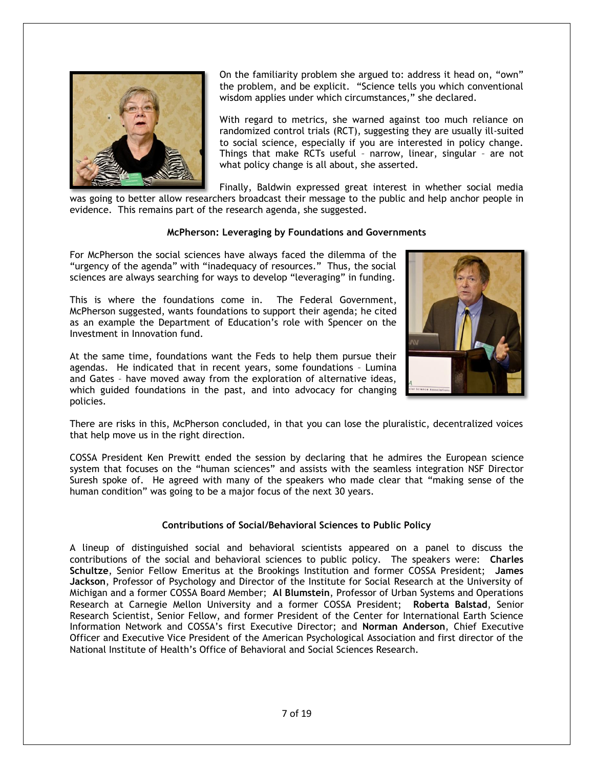On the familiarity problem she argued to: address it head on, "own" the problem, and be explicit. "Science tells you which conventional wisdom applies under which circumstances," she declared.

With regard to metrics, she warned against too much reliance on randomized control trials (RCT), suggesting they are usually ill-suited to social science, especially if you are interested in policy change. Things that make RCTs useful – narrow, linear, singular – are not what policy change is all about, she asserted.

Finally, Baldwin expressed great interest in whether social media was going to better allow researchers broadcast their message to the public and help anchor people in evidence. This remains part of the research agenda, she suggested.

### McPherson: Leveraging by Foundations and Governments

For McPherson the social sciences have always faced the dilemma of the "urgency of the agenda" with "inadequacy of resources." Thus, the social sciences are always searching for ways to develop "leveraging" in funding.

This is where the foundations come in. The Federal Government, McPherson suggested, wants foundations to support their agenda; he cited as an example the Department of Education's role with Spencer on the Investment in Innovation fund.

At the same time, foundations want the Feds to help them pursue their agendas. He indicated that in recent years, some foundations – Lumina and Gates – have moved away from the exploration of alternative ideas, which guided foundations in the past, and into advocacy for changing policies.

There are risks in this, McPherson concluded, in that you can lose the pluralistic, decentralized voices that help move us in the right direction.

COSSA President Ken Prewitt ended the session by declaring that he admires the European science system that focuses on the "human sciences" and assists with the seamless integration NSF Director Suresh spoke of. He agreed with many of the speakers who made clear that "making sense of the human condition" was going to be a major focus of the next 30 years.

### Contributions of Social/Behavioral Sciences to Public Policy

A lineup of distinguished social and behavioral scientists appeared on a panel to discuss the contributions of the social and behavioral sciences to public policy. The speakers were: **Charles Schultze**, Senior Fellow Emeritus at the Brookings Institution and former COSSA President; **James Jackson**, Professor of Psychology and Director of the Institute for Social Research at the University of Michigan and a former COSSA Board Member; **Al Blumstein**, Professor of Urban Systems and Operations Research at Carnegie Mellon University and a former COSSA President; **Roberta Balstad**, Senior Research Scientist, Senior Fellow, and former President of the Center for International Earth Science Information Network and COSSA's first Executive Director; and **Norman Anderson**, Chief Executive Officer and Executive Vice President of the American Psychological Association and first director of the National Institute of Health's Office of Behavioral and Social Sciences Research.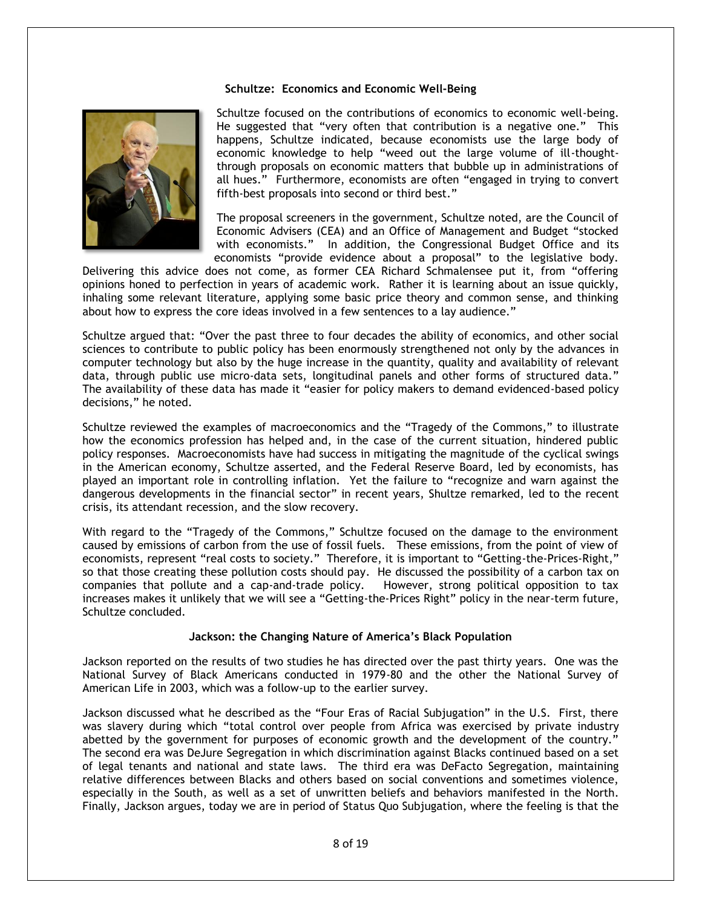### Schultze: Economics and Economic Well-Being

Schultze focused on the contributions of economics to economic well-being. He suggested that "very often that contribution is a negative one." This happens, Schultze indicated, because economists use the large body of economic knowledge to help "weed out the large volume of ill-thought-through proposals on economic matters that bubble up in administrations of all hues." Furthermore, economists are often "engaged in trying to convert fifth-best proposals into second or third best."

The proposal screeners in the government, Schultze noted, are the Council of Economic Advisers (CEA) and an Office of Management and Budget "stocked with economists." In addition, the Congressional Budget Office and its economists "provide evidence about a proposal" to the legislative body. Delivering this advice does not come, as former CEA Richard Schmalensee put it, from "offering opinions honed to perfection in years of academic work. Rather it is learning about an issue quickly, inhaling some relevant literature, applying some basic price theory and common sense, and thinking about how to express the core ideas involved in a few sentences to a lay audience."

Schultze argued that: "Over the past three to four decades the ability of economics, and other social sciences to contribute to public policy has been enormously strengthened not only by the advances in computer technology but also by the huge increase in the quantity, quality and availability of relevant data, through public use micro-data sets, longitudinal panels and other forms of structured data." The availability of these data has made it "easier for policy makers to demand evidenced-based policy decisions," he noted.

Schultze reviewed the examples of macroeconomics and the "Tragedy of the Commons," to illustrate how the economics profession has helped and, in the case of the current situation, hindered public policy responses. Macroeconomists have had success in mitigating the magnitude of the cyclical swings in the American economy, Schultze asserted, and the Federal Reserve Board, led by economists, has played an important role in controlling inflation. Yet the failure to "recognize and warn against the dangerous developments in the financial sector" in recent years, Shultze remarked, led to the recent crisis, its attendant recession, and the slow recovery.

With regard to the "Tragedy of the Commons," Schultze focused on the damage to the environment caused by emissions of carbon from the use of fossil fuels. These emissions, from the point of view of economists, represent "real costs to society." Therefore, it is important to "Getting-the-Prices-Right," so that those creating these pollution costs should pay. He discussed the possibility of a carbon tax on companies that pollute and a cap-and-trade policy. However, strong political opposition to tax increases makes it unlikely that we will see a "Getting-the-Prices Right" policy in the near-term future, Schultze concluded.

### Jackson: the Changing Nature of America's Black Population

Jackson reported on the results of two studies he has directed over the past thirty years. One was the National Survey of Black Americans conducted in 1979-80 and the other the National Survey of American Life in 2003, which was a follow-up to the earlier survey.

Jackson discussed what he described as the "Four Eras of Racial Subjugation" in the U.S. First, there was slavery during which "total control over people from Africa was exercised by private industry abetted by the government for purposes of economic growth and the development of the country." The second era was DeJure Segregation in which discrimination against Blacks continued based on a set of legal tenants and national and state laws. The third era was DeFacto Segregation, maintaining relative differences between Blacks and others based on social conventions and sometimes violence, especially in the South, as well as a set of unwritten beliefs and behaviors manifested in the North. Finally, Jackson argues, today we are in period of Status Quo Subjugation, where the feeling is that the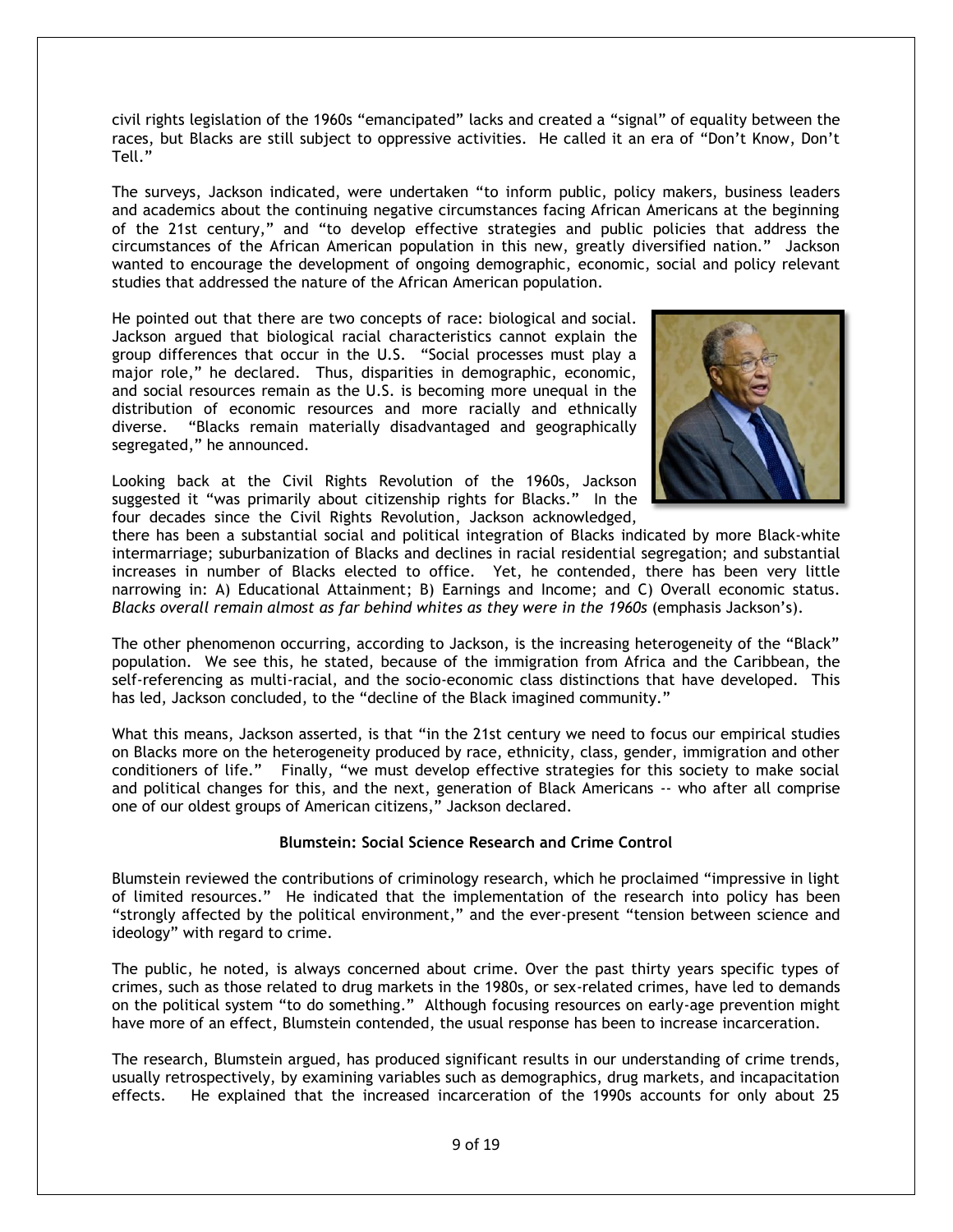civil rights legislation of the 1960s "emancipated" lacks and created a "signal" of equality between the races, but Blacks are still subject to oppressive activities. He called it an era of "Don't Know, Don't Tell."

The surveys, Jackson indicated, were undertaken "to inform public, policy makers, business leaders and academics about the continuing negative circumstances facing African Americans at the beginning of the 21st century," and "to develop effective strategies and public policies that address the circumstances of the African American population in this new, greatly diversified nation." Jackson wanted to encourage the development of ongoing demographic, economic, social and policy relevant studies that addressed the nature of the African American population.

He pointed out that there are two concepts of race: biological and social. Jackson argued that biological racial characteristics cannot explain the group differences that occur in the U.S. "Social processes must play a major role," he declared. Thus, disparities in demographic, economic, and social resources remain as the U.S. is becoming more unequal in the distribution of economic resources and more racially and ethnically diverse. "Blacks remain materially disadvantaged and geographically segregated," he announced.

Looking back at the Civil Rights Revolution of the 1960s, Jackson suggested it "was primarily about citizenship rights for Blacks." In the four decades since the Civil Rights Revolution, Jackson acknowledged, there has been a substantial social and political integration of Blacks indicated by more Black-white intermarriage; suburbanization of Blacks and declines in racial residential segregation; and substantial increases in number of Blacks elected to office. Yet, he contended, there has been very little narrowing in: A) Educational Attainment; B) Earnings and Income; and C) Overall economic status. *Blacks overall remain almost as far behind whites as they were in the 1960s* (emphasis Jackson's).

The other phenomenon occurring, according to Jackson, is the increasing heterogeneity of the "Black" population. We see this, he stated, because of the immigration from Africa and the Caribbean, the self-referencing as multi-racial, and the socio-economic class distinctions that have developed. This has led, Jackson concluded, to the "decline of the Black imagined community."

What this means, Jackson asserted, is that "in the 21st century we need to focus our empirical studies on Blacks more on the heterogeneity produced by race, ethnicity, class, gender, immigration and other conditioners of life." Finally, "we must develop effective strategies for this society to make social and political changes for this, and the next, generation of Black Americans -- who after all comprise one of our oldest groups of American citizens," Jackson declared.

**Blumstein: Social Science Research and Crime Control**

Blumstein reviewed the contributions of criminology research, which he proclaimed "impressive in light of limited resources." He indicated that the implementation of the research into policy has been "strongly affected by the political environment," and the ever-present "tension between science and ideology" with regard to crime.

The public, he noted, is always concerned about crime. Over the past thirty years specific types of crimes, such as those related to drug markets in the 1980s, or sex-related crimes, have led to demands on the political system "to do something." Although focusing resources on early-age prevention might have more of an effect, Blumstein contended, the usual response has been to increase incarceration.

The research, Blumstein argued, has produced significant results in our understanding of crime trends, usually retrospectively, by examining variables such as demographics, drug markets, and incapacitation effects. He explained that the increased incarceration of the 1990s accounts for only about 25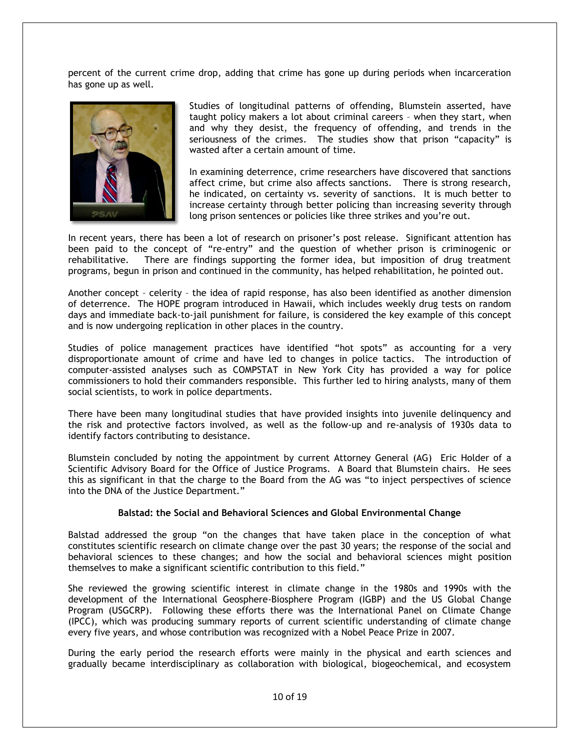percent of the current crime drop, adding that crime has gone up during periods when incarceration has gone up as well.

Studies of longitudinal patterns of offending, Blumstein asserted, have taught policy makers a lot about criminal careers – when they start, when and why they desist, the frequency of offending, and trends in the seriousness of the crimes. The studies show that prison "capacity" is wasted after a certain amount of time.

In examining deterrence, crime researchers have discovered that sanctions affect crime, but crime also affects sanctions. There is strong research, he indicated, on certainty vs. severity of sanctions. It is much better to increase certainty through better policing than increasing severity through long prison sentences or policies like three strikes and you're out.

In recent years, there has been a lot of research on prisoner's post release. Significant attention has been paid to the concept of "re-entry" and the question of whether prison is criminogenic or rehabilitative. There are findings supporting the former idea, but imposition of drug treatment programs, begun in prison and continued in the community, has helped rehabilitation, he pointed out.

Another concept – celerity – the idea of rapid response, has also been identified as another dimension of deterrence. The HOPE program introduced in Hawaii, which includes weekly drug tests on random days and immediate back-to-jail punishment for failure, is considered the key example of this concept and is now undergoing replication in other places in the country.

Studies of police management practices have identified "hot spots" as accounting for a very disproportionate amount of crime and have led to changes in police tactics. The introduction of computer-assisted analyses such as COMPSTAT in New York City has provided a way for police commissioners to hold their commanders responsible. This further led to hiring analysts, many of them social scientists, to work in police departments.

There have been many longitudinal studies that have provided insights into juvenile delinquency and the risk and protective factors involved, as well as the follow-up and re-analysis of 1930s data to identify factors contributing to desistance.

Blumstein concluded by noting the appointment by current Attorney General (AG) Eric Holder of a Scientific Advisory Board for the Office of Justice Programs. A Board that Blumstein chairs. He sees this as significant in that the charge to the Board from the AG was "to inject perspectives of science into the DNA of the Justice Department."

### Balstad: the Social and Behavioral Sciences and Global Environmental Change

Balstad addressed the group "on the changes that have taken place in the conception of what constitutes scientific research on climate change over the past 30 years; the response of the social and behavioral sciences to these changes; and how the social and behavioral sciences might position themselves to make a significant scientific contribution to this field."

She reviewed the growing scientific interest in climate change in the 1980s and 1990s with the development of the International Geosphere-Biosphere Program (IGBP) and the US Global Change Program (USGCRP). Following these efforts there was the International Panel on Climate Change (IPCC), which was producing summary reports of current scientific understanding of climate change every five years, and whose contribution was recognized with a Nobel Peace Prize in 2007.

During the early period the research efforts were mainly in the physical and earth sciences and gradually became interdisciplinary as collaboration with biological, biogeochemical, and ecosystem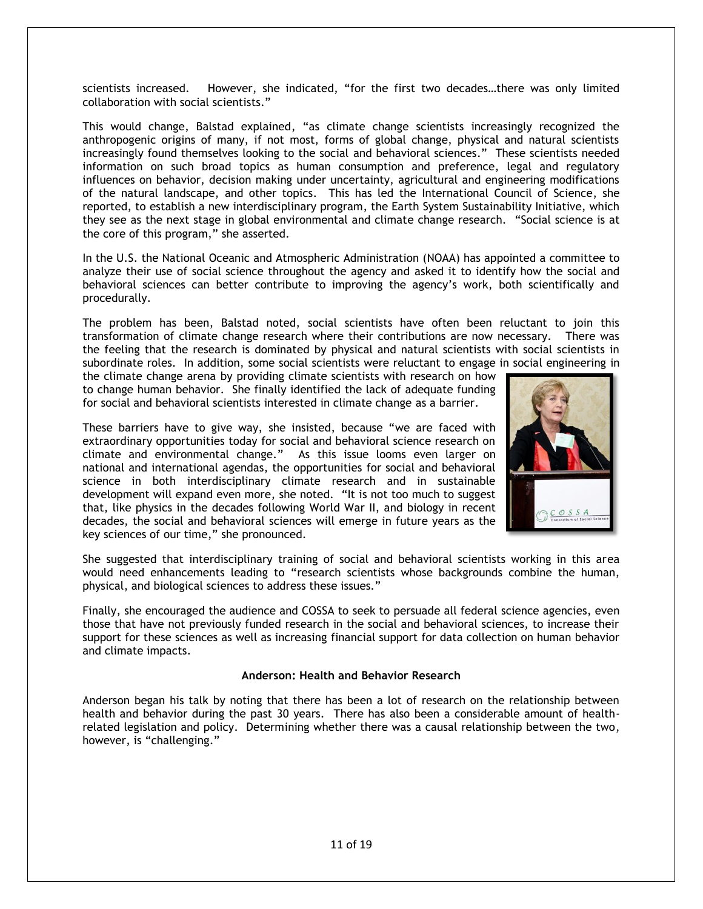scientists increased. However, she indicated, "for the first two decades…there was only limited collaboration with social scientists."

This would change, Balstad explained, "as climate change scientists increasingly recognized the anthropogenic origins of many, if not most, forms of global change, physical and natural scientists increasingly found themselves looking to the social and behavioral sciences." These scientists needed information on such broad topics as human consumption and preference, legal and regulatory influences on behavior, decision making under uncertainty, agricultural and engineering modifications of the natural landscape, and other topics. This has led the International Council of Science, she reported, to establish a new interdisciplinary program, the Earth System Sustainability Initiative, which they see as the next stage in global environmental and climate change research. "Social science is at the core of this program," she asserted.

In the U.S. the National Oceanic and Atmospheric Administration (NOAA) has appointed a committee to analyze their use of social science throughout the agency and asked it to identify how the social and behavioral sciences can better contribute to improving the agency's work, both scientifically and procedurally.

The problem has been, Balstad noted, social scientists have often been reluctant to join this transformation of climate change research where their contributions are now necessary. There was the feeling that the research is dominated by physical and natural scientists with social scientists in subordinate roles. In addition, some social scientists were reluctant to engage in social engineering in the climate change arena by providing climate scientists with research on how to change human behavior. She finally identified the lack of adequate funding for social and behavioral scientists interested in climate change as a barrier.

These barriers have to give way, she insisted, because "we are faced with extraordinary opportunities today for social and behavioral science research on climate and environmental change." As this issue looms even larger on national and international agendas, the opportunities for social and behavioral science in both interdisciplinary climate research and in sustainable development will expand even more, she noted. "It is not too much to suggest that, like physics in the decades following World War II, and biology in recent decades, the social and behavioral sciences will emerge in future years as the key sciences of our time," she pronounced.

She suggested that interdisciplinary training of social and behavioral scientists working in this area would need enhancements leading to "research scientists whose backgrounds combine the human, physical, and biological sciences to address these issues."

Finally, she encouraged the audience and COSSA to seek to persuade all federal science agencies, even those that have not previously funded research in the social and behavioral sciences, to increase their support for these sciences as well as increasing financial support for data collection on human behavior and climate impacts.

**Anderson: Health and Behavior Research**

Anderson began his talk by noting that there has been a lot of research on the relationship between health and behavior during the past 30 years. There has also been a considerable amount of health-related legislation and policy. Determining whether there was a causal relationship between the two, however, is "challenging."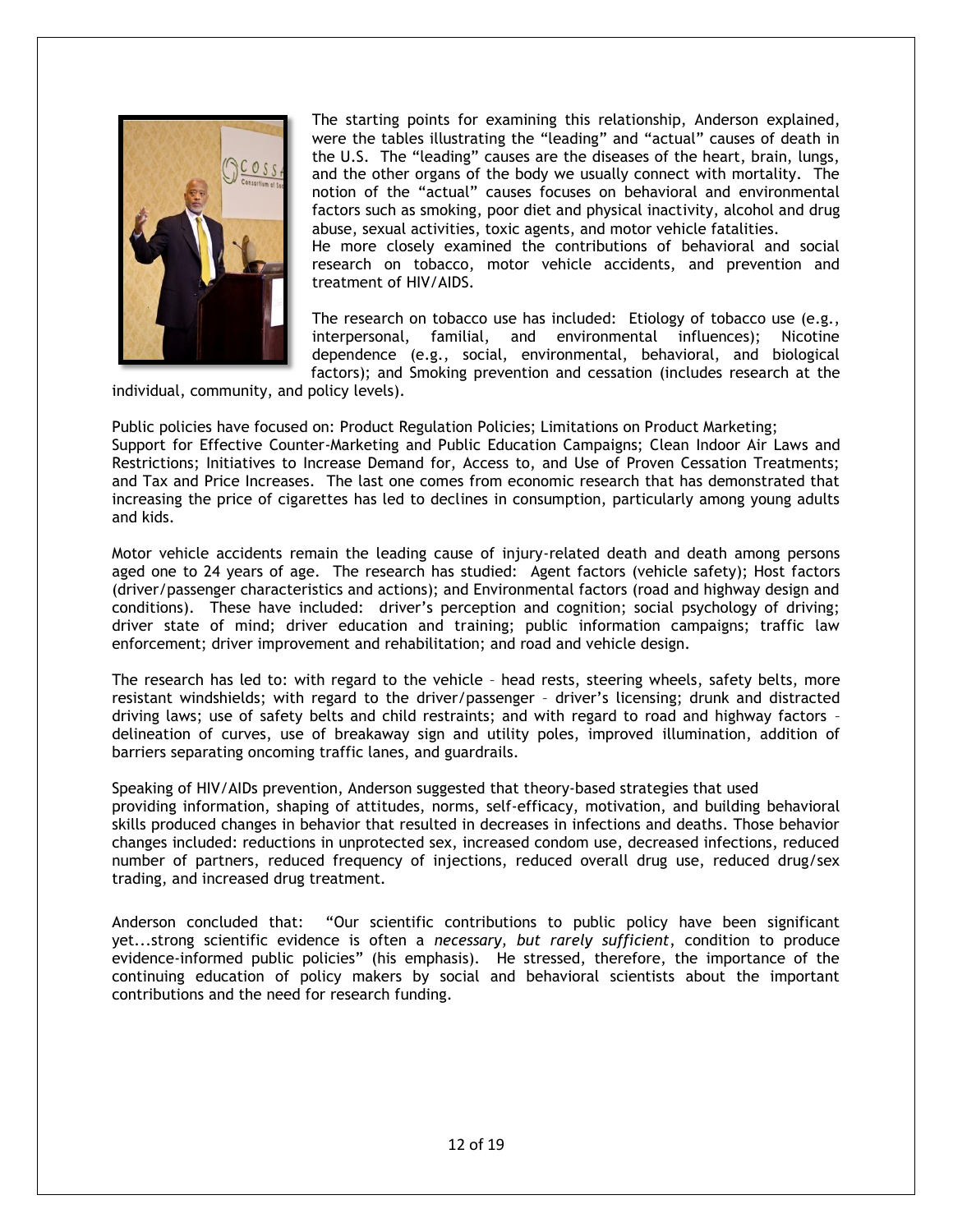The starting points for examining this relationship, Anderson explained, were the tables illustrating the "leading" and "actual" causes of death in the U.S. The "leading" causes are the diseases of the heart, brain, lungs, and the other organs of the body we usually connect with mortality. The notion of the "actual" causes focuses on behavioral and environmental factors such as smoking, poor diet and physical inactivity, alcohol and drug abuse, sexual activities, toxic agents, and motor vehicle fatalities.
He more closely examined the contributions of behavioral and social research on tobacco, motor vehicle accidents, and prevention and treatment of HIV/AIDS.

The research on tobacco use has included: Etiology of tobacco use (e.g., interpersonal, familial, and environmental influences); Nicotine dependence (e.g., social, environmental, behavioral, and biological factors); and Smoking prevention and cessation (includes research at the individual, community, and policy levels).

Public policies have focused on: Product Regulation Policies; Limitations on Product Marketing; Support for Effective Counter-Marketing and Public Education Campaigns; Clean Indoor Air Laws and Restrictions; Initiatives to Increase Demand for, Access to, and Use of Proven Cessation Treatments; and Tax and Price Increases. The last one comes from economic research that has demonstrated that increasing the price of cigarettes has led to declines in consumption, particularly among young adults and kids.

Motor vehicle accidents remain the leading cause of injury-related death and death among persons aged one to 24 years of age. The research has studied: Agent factors (vehicle safety); Host factors (driver/passenger characteristics and actions); and Environmental factors (road and highway design and conditions). These have included: driver's perception and cognition; social psychology of driving; driver state of mind; driver education and training; public information campaigns; traffic law enforcement; driver improvement and rehabilitation; and road and vehicle design.

The research has led to: with regard to the vehicle – head rests, steering wheels, safety belts, more resistant windshields; with regard to the driver/passenger – driver's licensing; drunk and distracted driving laws; use of safety belts and child restraints; and with regard to road and highway factors – delineation of curves, use of breakaway sign and utility poles, improved illumination, addition of barriers separating oncoming traffic lanes, and guardrails.

Speaking of HIV/AIDs prevention, Anderson suggested that theory-based strategies that used providing information, shaping of attitudes, norms, self-efficacy, motivation, and building behavioral skills produced changes in behavior that resulted in decreases in infections and deaths. Those behavior changes included: reductions in unprotected sex, increased condom use, decreased infections, reduced number of partners, reduced frequency of injections, reduced overall drug use, reduced drug/sex trading, and increased drug treatment.

Anderson concluded that: "Our scientific contributions to public policy have been significant yet...strong scientific evidence is often a *necessary, but rarely sufficient*, condition to produce evidence-informed public policies" (his emphasis). He stressed, therefore, the importance of the continuing education of policy makers by social and behavioral scientists about the important contributions and the need for research funding.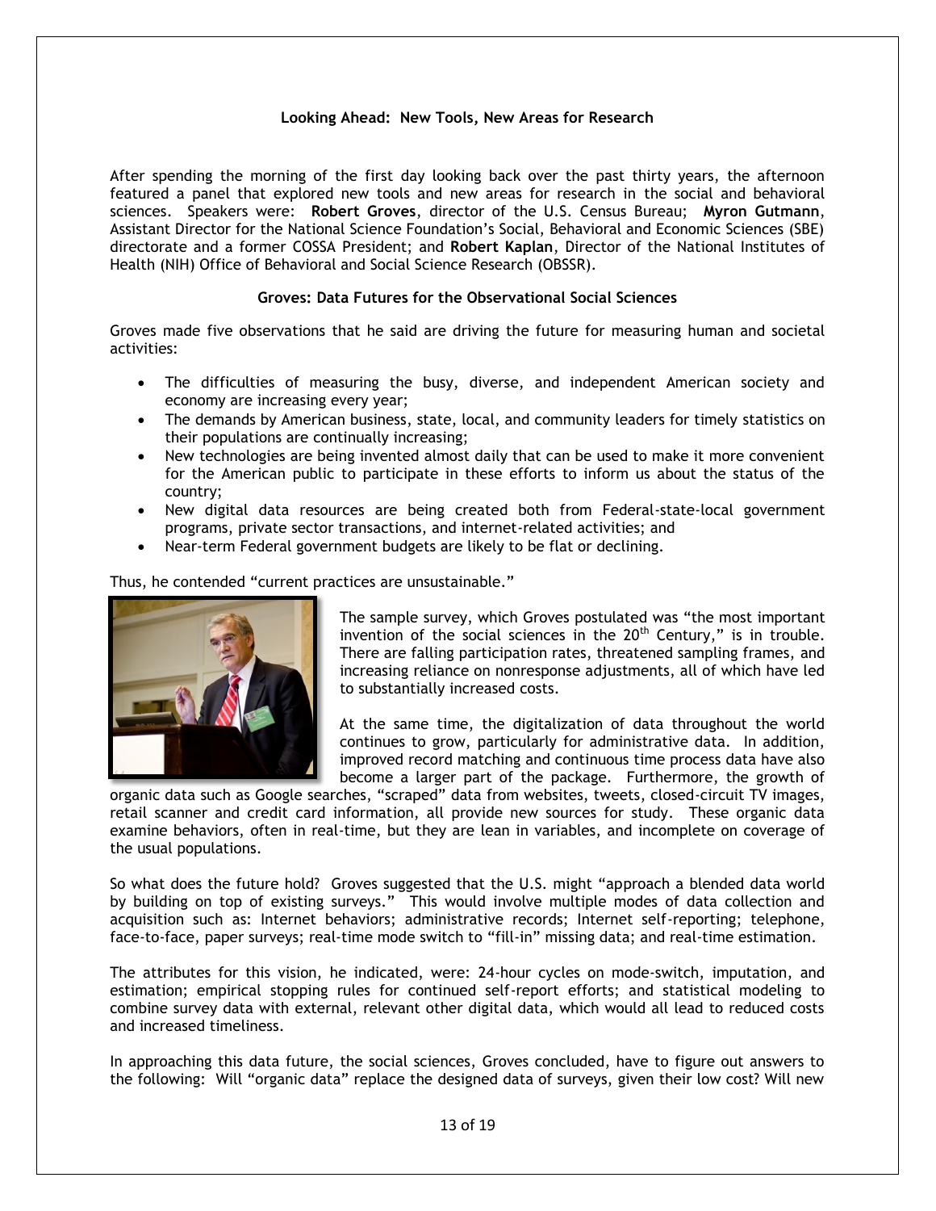### Looking Ahead: New Tools, New Areas for Research

After spending the morning of the first day looking back over the past thirty years, the afternoon featured a panel that explored new tools and new areas for research in the social and behavioral sciences. Speakers were: **Robert Groves**, director of the U.S. Census Bureau; **Myron Gutmann**, Assistant Director for the National Science Foundation's Social, Behavioral and Economic Sciences (SBE) directorate and a former COSSA President; and **Robert Kaplan**, Director of the National Institutes of Health (NIH) Office of Behavioral and Social Science Research (OBSSR).

#### Groves: Data Futures for the Observational Social Sciences

Groves made five observations that he said are driving the future for measuring human and societal activities:

- The difficulties of measuring the busy, diverse, and independent American society and economy are increasing every year;
- The demands by American business, state, local, and community leaders for timely statistics on their populations are continually increasing;
- New technologies are being invented almost daily that can be used to make it more convenient for the American public to participate in these efforts to inform us about the status of the country;
- New digital data resources are being created both from Federal-state-local government programs, private sector transactions, and internet-related activities; and
- Near-term Federal government budgets are likely to be flat or declining.

Thus, he contended "current practices are unsustainable."

The sample survey, which Groves postulated was "the most important invention of the social sciences in the 20th Century," is in trouble. There are falling participation rates, threatened sampling frames, and increasing reliance on nonresponse adjustments, all of which have led to substantially increased costs.

At the same time, the digitalization of data throughout the world continues to grow, particularly for administrative data. In addition, improved record matching and continuous time process data have also become a larger part of the package. Furthermore, the growth of organic data such as Google searches, "scraped" data from websites, tweets, closed-circuit TV images, retail scanner and credit card information, all provide new sources for study. These organic data examine behaviors, often in real-time, but they are lean in variables, and incomplete on coverage of the usual populations.

So what does the future hold? Groves suggested that the U.S. might "approach a blended data world by building on top of existing surveys." This would involve multiple modes of data collection and acquisition such as: Internet behaviors; administrative records; Internet self-reporting; telephone, face-to-face, paper surveys; real-time mode switch to "fill-in" missing data; and real-time estimation.

The attributes for this vision, he indicated, were: 24-hour cycles on mode-switch, imputation, and estimation; empirical stopping rules for continued self-report efforts; and statistical modeling to combine survey data with external, relevant other digital data, which would all lead to reduced costs and increased timeliness.

In approaching this data future, the social sciences, Groves concluded, have to figure out answers to the following: Will "organic data" replace the designed data of surveys, given their low cost? Will new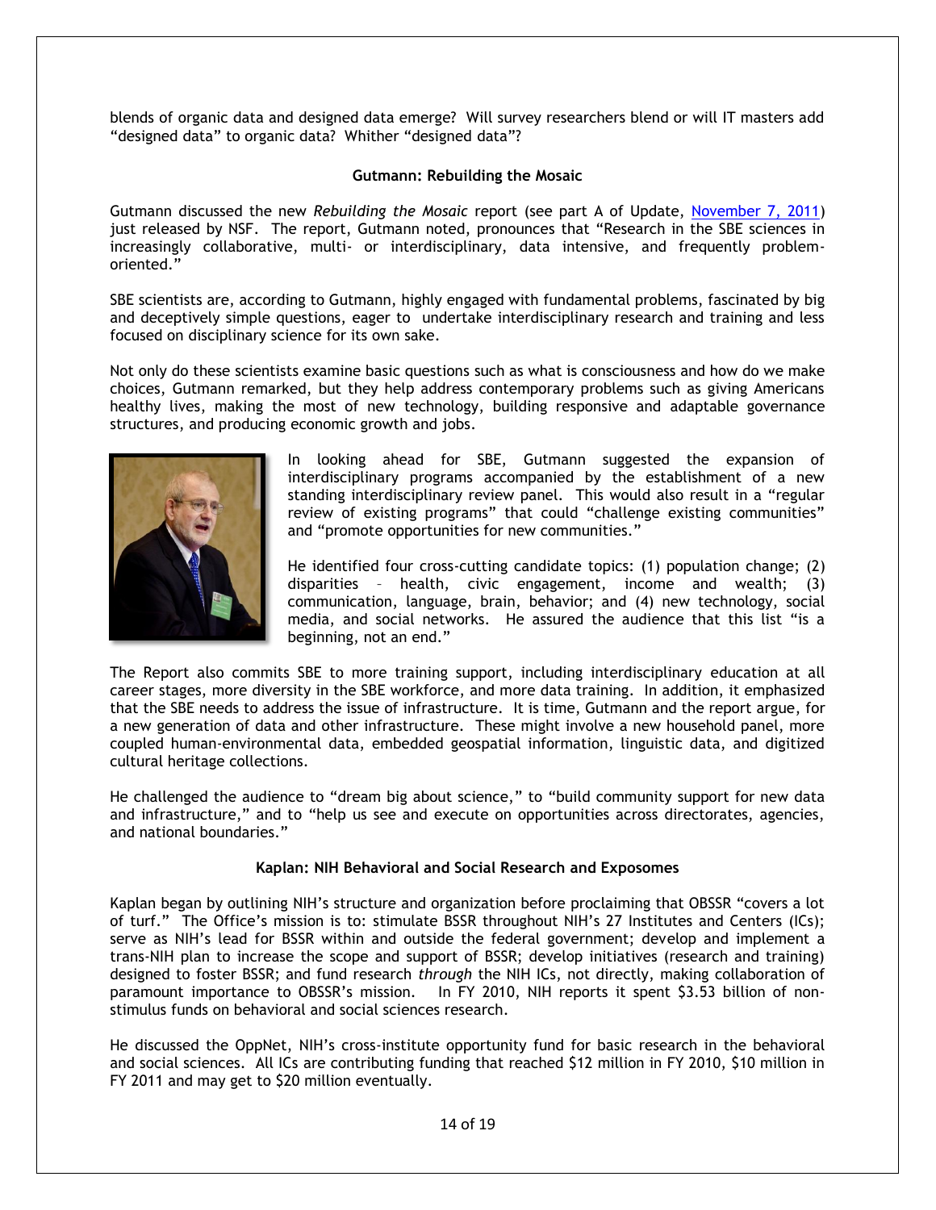blends of organic data and designed data emerge? Will survey researchers blend or will IT masters add "designed data" to organic data? Whither "designed data"?

### Gutmann: Rebuilding the Mosaic

Gutmann discussed the new *Rebuilding the Mosaic* report (see part A of Update, November 7, 2011) just released by NSF. The report, Gutmann noted, pronounces that "Research in the SBE sciences in increasingly collaborative, multi- or interdisciplinary, data intensive, and frequently problem-oriented."

SBE scientists are, according to Gutmann, highly engaged with fundamental problems, fascinated by big and deceptively simple questions, eager to undertake interdisciplinary research and training and less focused on disciplinary science for its own sake.

Not only do these scientists examine basic questions such as what is consciousness and how do we make choices, Gutmann remarked, but they help address contemporary problems such as giving Americans healthy lives, making the most of new technology, building responsive and adaptable governance structures, and producing economic growth and jobs.

In looking ahead for SBE, Gutmann suggested the expansion of interdisciplinary programs accompanied by the establishment of a new standing interdisciplinary review panel. This would also result in a "regular review of existing programs" that could "challenge existing communities" and "promote opportunities for new communities."

He identified four cross-cutting candidate topics: (1) population change; (2) disparities – health, civic engagement, income and wealth; (3) communication, language, brain, behavior; and (4) new technology, social media, and social networks. He assured the audience that this list "is a beginning, not an end."

The Report also commits SBE to more training support, including interdisciplinary education at all career stages, more diversity in the SBE workforce, and more data training. In addition, it emphasized that the SBE needs to address the issue of infrastructure. It is time, Gutmann and the report argue, for a new generation of data and other infrastructure. These might involve a new household panel, more coupled human-environmental data, embedded geospatial information, linguistic data, and digitized cultural heritage collections.

He challenged the audience to "dream big about science," to "build community support for new data and infrastructure," and to "help us see and execute on opportunities across directorates, agencies, and national boundaries."

### Kaplan: NIH Behavioral and Social Research and Exposomes

Kaplan began by outlining NIH's structure and organization before proclaiming that OBSSR "covers a lot of turf." The Office's mission is to: stimulate BSSR throughout NIH's 27 Institutes and Centers (ICs); serve as NIH's lead for BSSR within and outside the federal government; develop and implement a trans-NIH plan to increase the scope and support of BSSR; develop initiatives (research and training) designed to foster BSSR; and fund research *through* the NIH ICs, not directly, making collaboration of paramount importance to OBSSR's mission. In FY 2010, NIH reports it spent $3.53 billion of non-stimulus funds on behavioral and social sciences research.

He discussed the OppNet, NIH's cross-institute opportunity fund for basic research in the behavioral and social sciences. All ICs are contributing funding that reached $12 million in FY 2010, $10 million in FY 2011 and may get to $20 million eventually.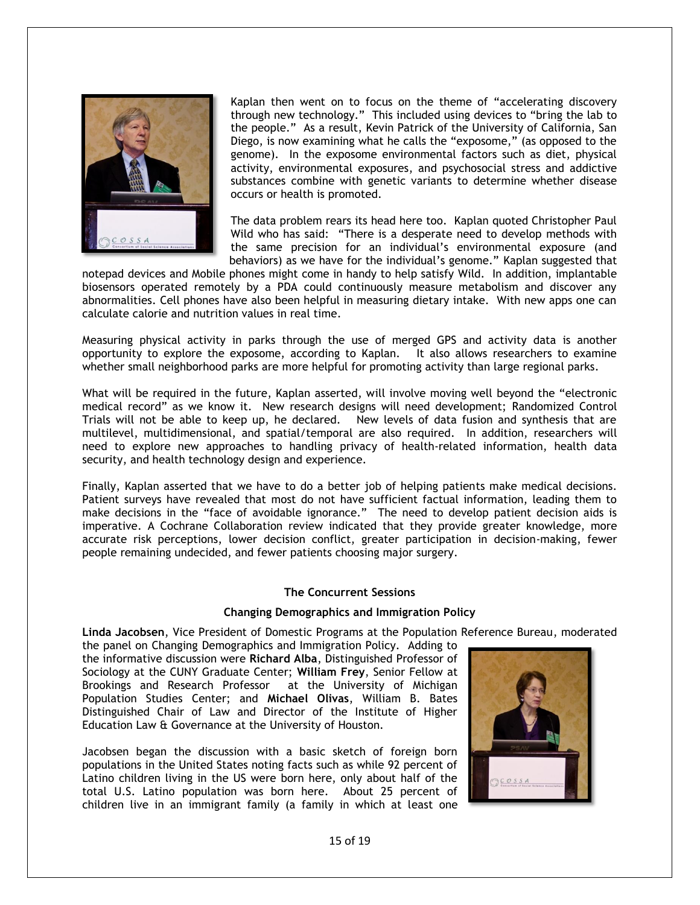Kaplan then went on to focus on the theme of "accelerating discovery through new technology." This included using devices to "bring the lab to the people." As a result, Kevin Patrick of the University of California, San Diego, is now examining what he calls the "exposome," (as opposed to the genome). In the exposome environmental factors such as diet, physical activity, environmental exposures, and psychosocial stress and addictive substances combine with genetic variants to determine whether disease occurs or health is promoted.

The data problem rears its head here too. Kaplan quoted Christopher Paul Wild who has said: "There is a desperate need to develop methods with the same precision for an individual's environmental exposure (and behaviors) as we have for the individual's genome." Kaplan suggested that notepad devices and Mobile phones might come in handy to help satisfy Wild. In addition, implantable biosensors operated remotely by a PDA could continuously measure metabolism and discover any abnormalities. Cell phones have also been helpful in measuring dietary intake. With new apps one can calculate calorie and nutrition values in real time.

Measuring physical activity in parks through the use of merged GPS and activity data is another opportunity to explore the exposome, according to Kaplan. It also allows researchers to examine whether small neighborhood parks are more helpful for promoting activity than large regional parks.

What will be required in the future, Kaplan asserted, will involve moving well beyond the "electronic medical record" as we know it. New research designs will need development; Randomized Control Trials will not be able to keep up, he declared. New levels of data fusion and synthesis that are multilevel, multidimensional, and spatial/temporal are also required. In addition, researchers will need to explore new approaches to handling privacy of health-related information, health data security, and health technology design and experience.

Finally, Kaplan asserted that we have to do a better job of helping patients make medical decisions. Patient surveys have revealed that most do not have sufficient factual information, leading them to make decisions in the "face of avoidable ignorance." The need to develop patient decision aids is imperative. A Cochrane Collaboration review indicated that they provide greater knowledge, more accurate risk perceptions, lower decision conflict, greater participation in decision-making, fewer people remaining undecided, and fewer patients choosing major surgery.

## The Concurrent Sessions

### Changing Demographics and Immigration Policy

**Linda Jacobsen**, Vice President of Domestic Programs at the Population Reference Bureau, moderated the panel on Changing Demographics and Immigration Policy. Adding to the informative discussion were **Richard Alba**, Distinguished Professor of Sociology at the CUNY Graduate Center; **William Frey**, Senior Fellow at Brookings and Research Professor at the University of Michigan Population Studies Center; and **Michael Olivas**, William B. Bates Distinguished Chair of Law and Director of the Institute of Higher Education Law & Governance at the University of Houston.

Jacobsen began the discussion with a basic sketch of foreign born populations in the United States noting facts such as while 92 percent of Latino children living in the US were born here, only about half of the total U.S. Latino population was born here. About 25 percent of children live in an immigrant family (a family in which at least one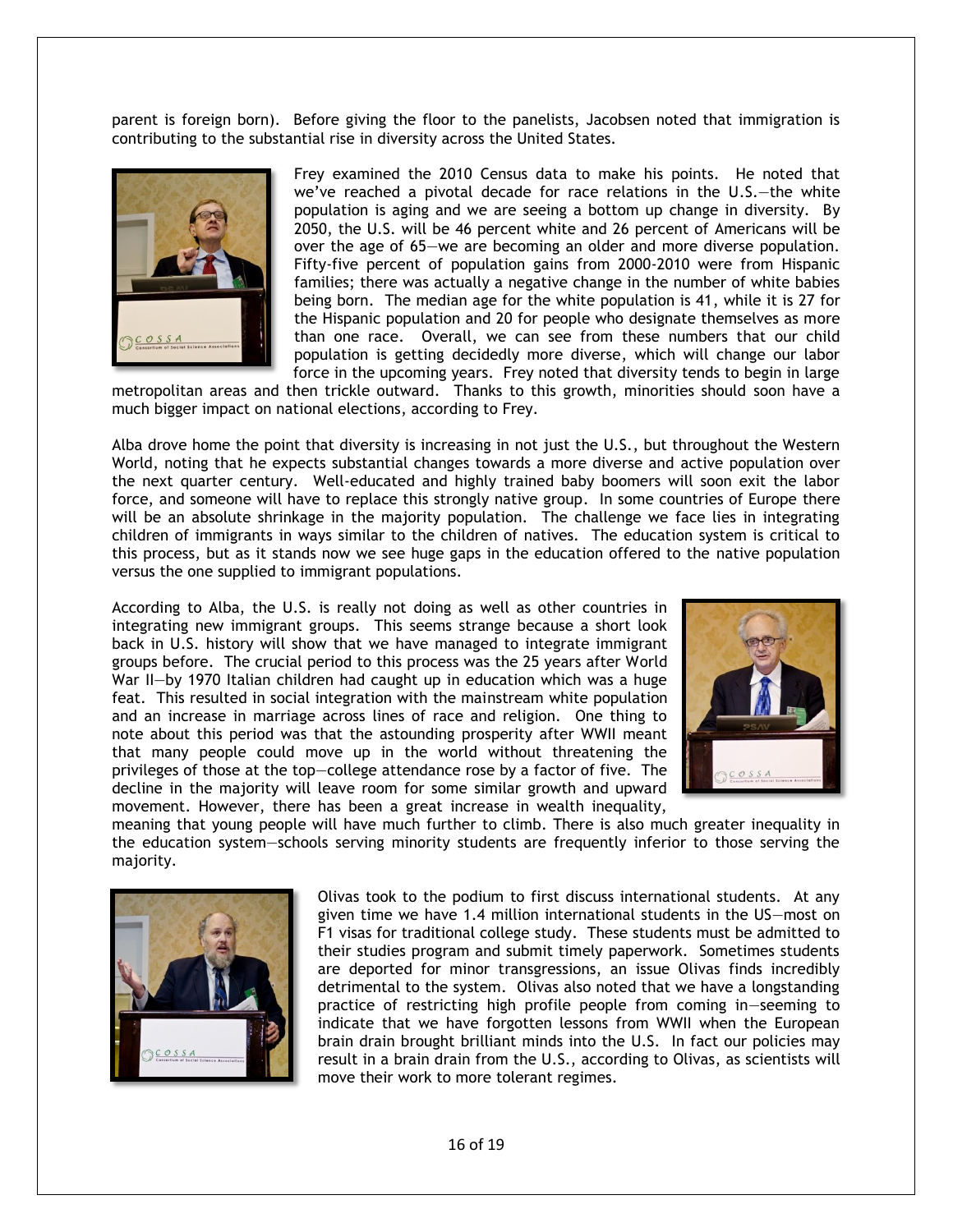parent is foreign born). Before giving the floor to the panelists, Jacobsen noted that immigration is contributing to the substantial rise in diversity across the United States.

Frey examined the 2010 Census data to make his points. He noted that we've reached a pivotal decade for race relations in the U.S.—the white population is aging and we are seeing a bottom up change in diversity. By 2050, the U.S. will be 46 percent white and 26 percent of Americans will be over the age of 65—we are becoming an older and more diverse population. Fifty-five percent of population gains from 2000-2010 were from Hispanic families; there was actually a negative change in the number of white babies being born. The median age for the white population is 41, while it is 27 for the Hispanic population and 20 for people who designate themselves as more than one race. Overall, we can see from these numbers that our child population is getting decidedly more diverse, which will change our labor force in the upcoming years. Frey noted that diversity tends to begin in large metropolitan areas and then trickle outward. Thanks to this growth, minorities should soon have a much bigger impact on national elections, according to Frey.

Alba drove home the point that diversity is increasing in not just the U.S., but throughout the Western World, noting that he expects substantial changes towards a more diverse and active population over the next quarter century. Well-educated and highly trained baby boomers will soon exit the labor force, and someone will have to replace this strongly native group. In some countries of Europe there will be an absolute shrinkage in the majority population. The challenge we face lies in integrating children of immigrants in ways similar to the children of natives. The education system is critical to this process, but as it stands now we see huge gaps in the education offered to the native population versus the one supplied to immigrant populations.

According to Alba, the U.S. is really not doing as well as other countries in integrating new immigrant groups. This seems strange because a short look back in U.S. history will show that we have managed to integrate immigrant groups before. The crucial period to this process was the 25 years after World War II—by 1970 Italian children had caught up in education which was a huge feat. This resulted in social integration with the mainstream white population and an increase in marriage across lines of race and religion. One thing to note about this period was that the astounding prosperity after WWII meant that many people could move up in the world without threatening the privileges of those at the top—college attendance rose by a factor of five. The decline in the majority will leave room for some similar growth and upward movement. However, there has been a great increase in wealth inequality, meaning that young people will have much further to climb. There is also much greater inequality in the education system—schools serving minority students are frequently inferior to those serving the majority.

Olivas took to the podium to first discuss international students. At any given time we have 1.4 million international students in the US—most on F1 visas for traditional college study. These students must be admitted to their studies program and submit timely paperwork. Sometimes students are deported for minor transgressions, an issue Olivas finds incredibly detrimental to the system. Olivas also noted that we have a longstanding practice of restricting high profile people from coming in—seeming to indicate that we have forgotten lessons from WWII when the European brain drain brought brilliant minds into the U.S. In fact our policies may result in a brain drain from the U.S., according to Olivas, as scientists will move their work to more tolerant regimes.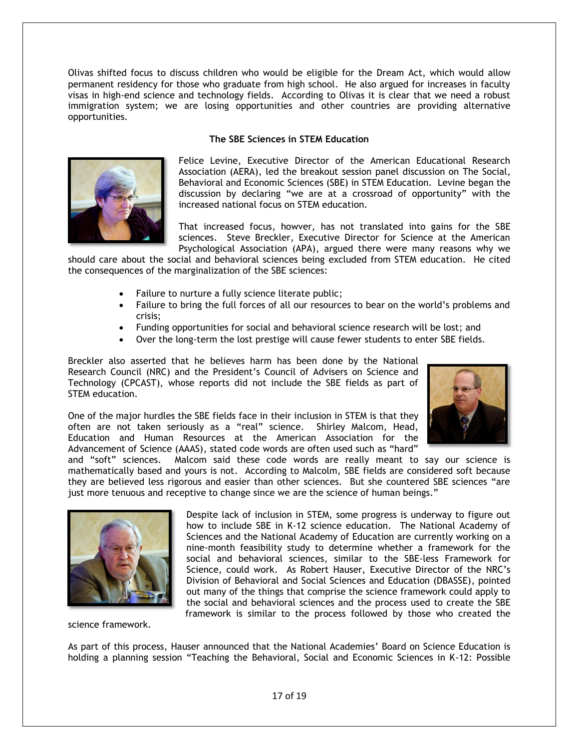Olivas shifted focus to discuss children who would be eligible for the Dream Act, which would allow permanent residency for those who graduate from high school. He also argued for increases in faculty visas in high-end science and technology fields. According to Olivas it is clear that we need a robust immigration system; we are losing opportunities and other countries are providing alternative opportunities.

**The SBE Sciences in STEM Education**

Felice Levine, Executive Director of the American Educational Research Association (AERA), led the breakout session panel discussion on The Social, Behavioral and Economic Sciences (SBE) in STEM Education. Levine began the discussion by declaring "we are at a crossroad of opportunity" with the increased national focus on STEM education.

That increased focus, howver, has not translated into gains for the SBE sciences. Steve Breckler, Executive Director for Science at the American Psychological Association (APA), argued there were many reasons why we should care about the social and behavioral sciences being excluded from STEM education. He cited the consequences of the marginalization of the SBE sciences:

- Failure to nurture a fully science literate public;
- Failure to bring the full forces of all our resources to bear on the world's problems and crisis;
- Funding opportunities for social and behavioral science research will be lost; and
- Over the long-term the lost prestige will cause fewer students to enter SBE fields.

Breckler also asserted that he believes harm has been done by the National Research Council (NRC) and the President's Council of Advisers on Science and Technology (CPCAST), whose reports did not include the SBE fields as part of STEM education.

One of the major hurdles the SBE fields face in their inclusion in STEM is that they often are not taken seriously as a "real" science. Shirley Malcom, Head, Education and Human Resources at the American Association for the Advancement of Science (AAAS), stated code words are often used such as "hard" and "soft" sciences. Malcom said these code words are really meant to say our science is mathematically based and yours is not. According to Malcolm, SBE fields are considered soft because they are believed less rigorous and easier than other sciences. But she countered SBE sciences "are just more tenuous and receptive to change since we are the science of human beings."

Despite lack of inclusion in STEM, some progress is underway to figure out how to include SBE in K-12 science education. The National Academy of Sciences and the National Academy of Education are currently working on a nine-month feasibility study to determine whether a framework for the social and behavioral sciences, similar to the SBE-less Framework for Science, could work. As Robert Hauser, Executive Director of the NRC's Division of Behavioral and Social Sciences and Education (DBASSE), pointed out many of the things that comprise the science framework could apply to the social and behavioral sciences and the process used to create the SBE framework is similar to the process followed by those who created the science framework.

As part of this process, Hauser announced that the National Academies' Board on Science Education is holding a planning session "Teaching the Behavioral, Social and Economic Sciences in K-12: Possible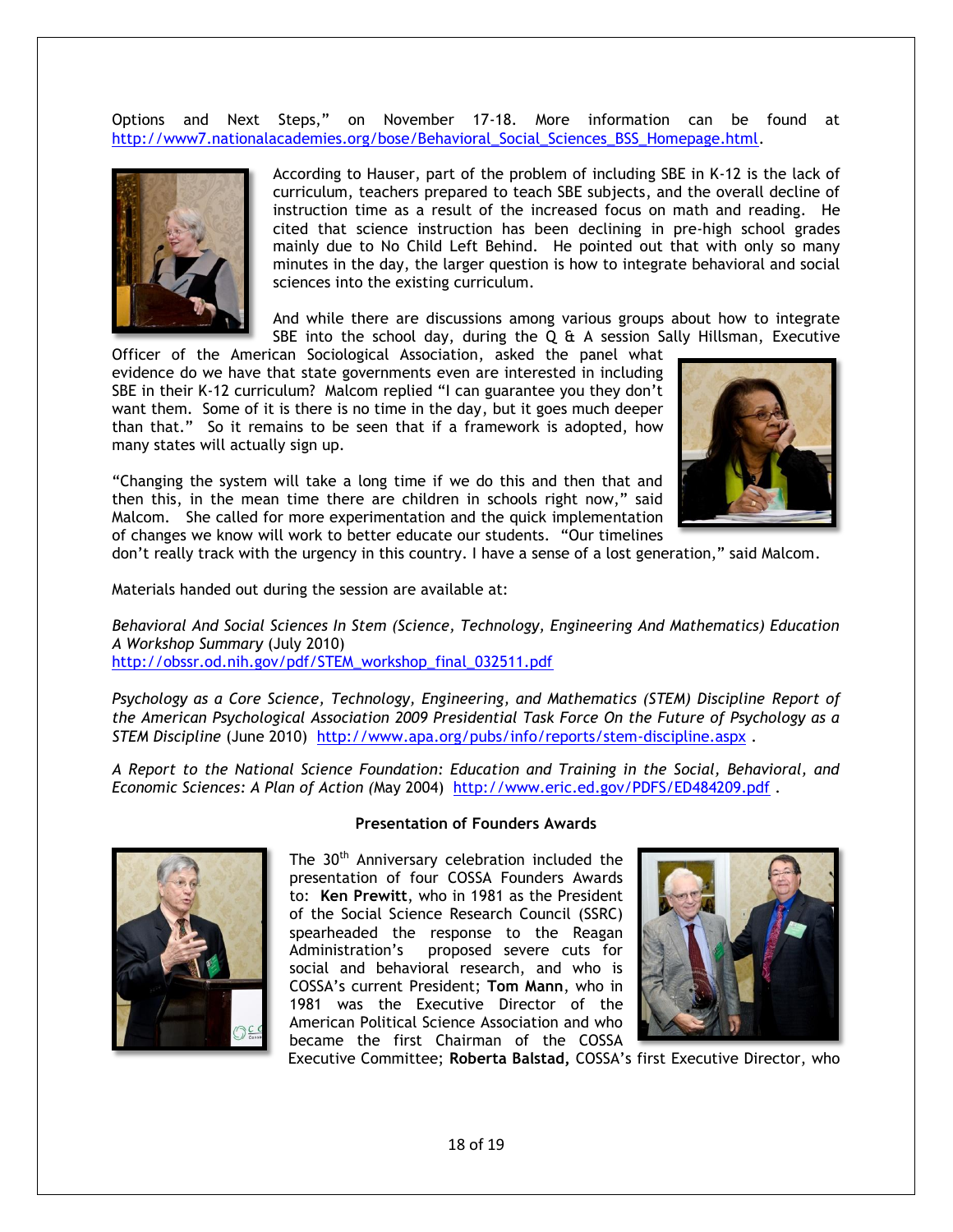Options and Next Steps," on November 17-18. More information can be found at http://www7.nationalacademies.org/bose/Behavioral_Social_Sciences_BSS_Homepage.html.

According to Hauser, part of the problem of including SBE in K-12 is the lack of curriculum, teachers prepared to teach SBE subjects, and the overall decline of instruction time as a result of the increased focus on math and reading. He cited that science instruction has been declining in pre-high school grades mainly due to No Child Left Behind. He pointed out that with only so many minutes in the day, the larger question is how to integrate behavioral and social sciences into the existing curriculum.

And while there are discussions among various groups about how to integrate SBE into the school day, during the Q & A session Sally Hillsman, Executive Officer of the American Sociological Association, asked the panel what evidence do we have that state governments even are interested in including SBE in their K-12 curriculum? Malcom replied "I can guarantee you they don't want them. Some of it is there is no time in the day, but it goes much deeper than that." So it remains to be seen that if a framework is adopted, how many states will actually sign up.

"Changing the system will take a long time if we do this and then that and then this, in the mean time there are children in schools right now," said Malcom. She called for more experimentation and the quick implementation of changes we know will work to better educate our students. "Our timelines don't really track with the urgency in this country. I have a sense of a lost generation," said Malcom.

Materials handed out during the session are available at:

*Behavioral And Social Sciences In Stem (Science, Technology, Engineering And Mathematics) Education A Workshop Summary* (July 2010)
http://obssr.od.nih.gov/pdf/STEM_workshop_final_032511.pdf

*Psychology as a Core Science, Technology, Engineering, and Mathematics (STEM) Discipline Report of the American Psychological Association 2009 Presidential Task Force On the Future of Psychology as a STEM Discipline* (June 2010) http://www.apa.org/pubs/info/reports/stem-discipline.aspx .

*A Report to the National Science Foundation: Education and Training in the Social, Behavioral, and Economic Sciences: A Plan of Action* (May 2004) http://www.eric.ed.gov/PDFS/ED484209.pdf .

### Presentation of Founders Awards

The 30th Anniversary celebration included the presentation of four COSSA Founders Awards to: **Ken Prewitt**, who in 1981 as the President of the Social Science Research Council (SSRC) spearheaded the response to the Reagan Administration's proposed severe cuts for social and behavioral research, and who is COSSA's current President; **Tom Mann**, who in 1981 was the Executive Director of the American Political Science Association and who became the first Chairman of the COSSA Executive Committee; **Roberta Balstad,** COSSA's first Executive Director, who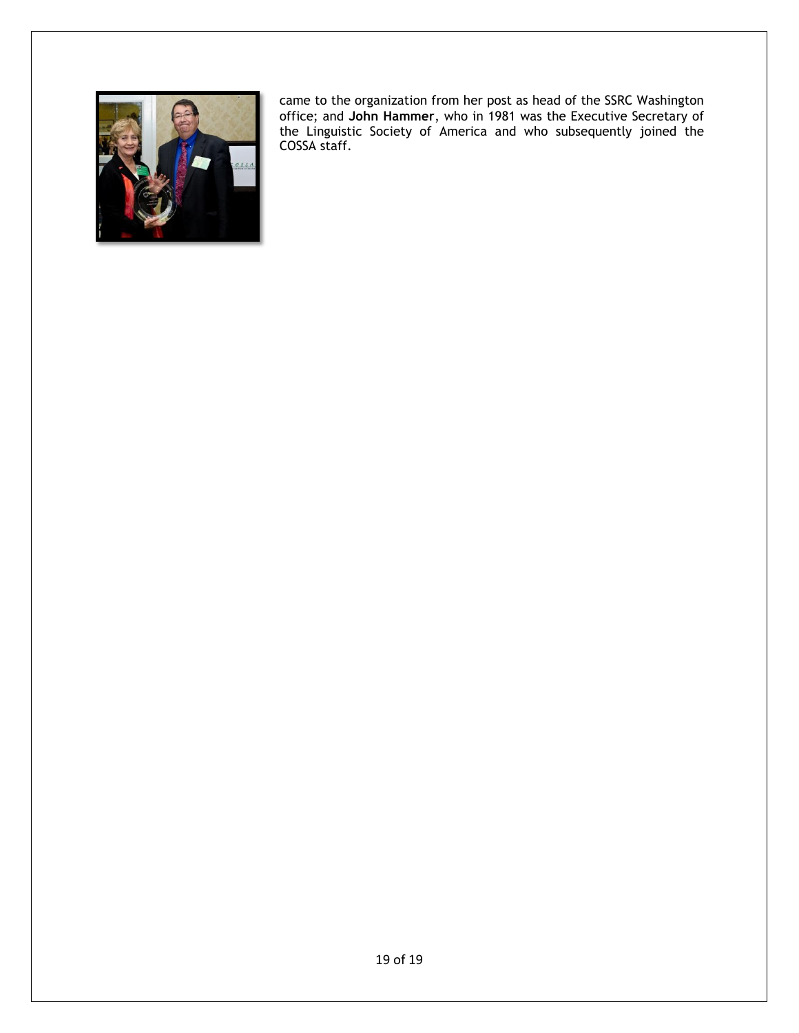came to the organization from her post as head of the SSRC Washington office; and **John Hammer**, who in 1981 was the Executive Secretary of the Linguistic Society of America and who subsequently joined the COSSA staff.